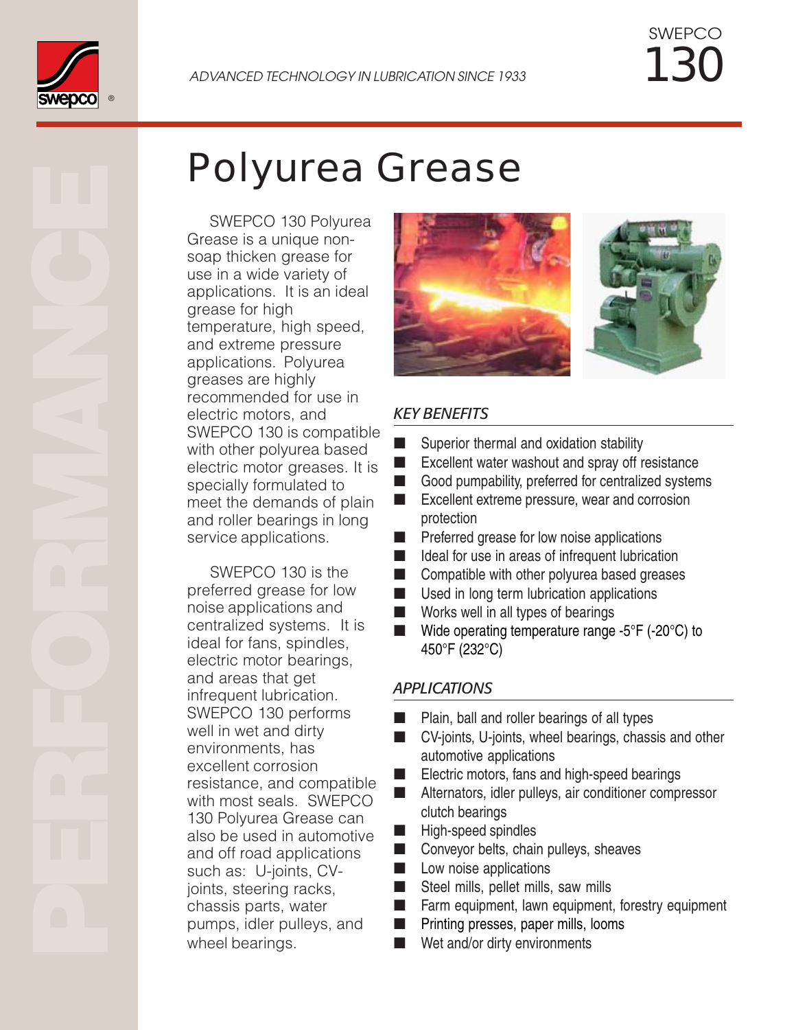SWEPCO 130

*ADVANCED TECHNOLOGY IN LUBRICATION SINCE 1933*

# Polyurea Grease

SWEPCO 130 Polyurea Grease is a unique non-soap thicken grease for use in a wide variety of applications. It is an ideal grease for high temperature, high speed, and extreme pressure applications. Polyurea greases are highly recommended for use in electric motors, and SWEPCO 130 is compatible with other polyurea based electric motor greases. It is specially formulated to meet the demands of plain and roller bearings in long service applications.

SWEPCO 130 is the preferred grease for low noise applications and centralized systems. It is ideal for fans, spindles, electric motor bearings, and areas that get infrequent lubrication. SWEPCO 130 performs well in wet and dirty environments, has excellent corrosion resistance, and compatible with most seals. SWEPCO 130 Polyurea Grease can also be used in automotive and off road applications such as: U-joints, CV-joints, steering racks, chassis parts, water pumps, idler pulleys, and wheel bearings.

## *KEY BENEFITS*

- Superior thermal and oxidation stability
- Excellent water washout and spray off resistance
- Good pumpability, preferred for centralized systems
- Excellent extreme pressure, wear and corrosion protection
- Preferred grease for low noise applications
- Ideal for use in areas of infrequent lubrication
- Compatible with other polyurea based greases
- Used in long term lubrication applications
- Works well in all types of bearings
- Wide operating temperature range -5°F (-20°C) to 450°F (232°C)

## *APPLICATIONS*

- Plain, ball and roller bearings of all types
- CV-joints, U-joints, wheel bearings, chassis and other automotive applications
- Electric motors, fans and high-speed bearings
- Alternators, idler pulleys, air conditioner compressor clutch bearings
- High-speed spindles
- Conveyor belts, chain pulleys, sheaves
- Low noise applications
- Steel mills, pellet mills, saw mills
- Farm equipment, lawn equipment, forestry equipment
- Printing presses, paper mills, looms
- Wet and/or dirty environments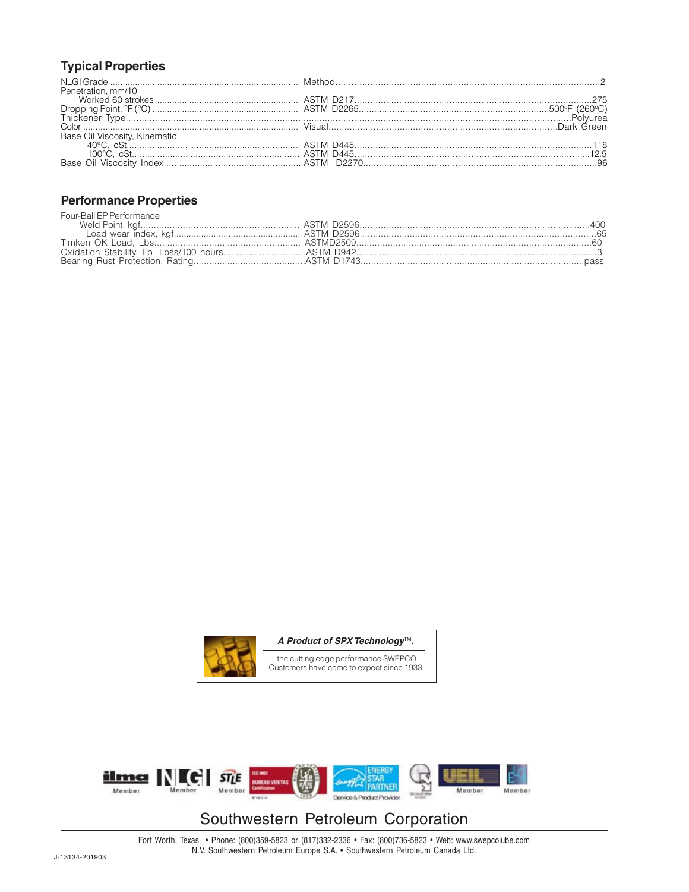## Typical Properties

| | | |
|---|---|---|
| NLGI Grade | Method | 2 |
| Penetration, mm/10 | | |
| Worked 60 strokes | ASTM D217 | 275 |
| Dropping Point, °F (°C) | ASTM D2265 | 500°F (260°C) |
| Thickener Type | | Polyurea |
| Color | Visual | Dark Green |
| Base Oil Viscosity, Kinematic | | |
| 40°C, cSt | ASTM D445 | 118 |
| 100°C, cSt | ASTM D445 | 12.5 |
| Base Oil Viscosity Index | ASTM D2270 | 96 |

## Performance Properties

| | | |
|---|---|---|
| Four-Ball EP Performance | | |
| Weld Point, kgf | ASTM D2596 | 400 |
| Load wear index, kgf | ASTM D2596 | 65 |
| Timken OK Load, Lbs | ASTMD2509 | 60 |
| Oxidation Stability, Lb. Loss/100 hours | ASTM D942 | 3 |
| Bearing Rust Protection, Rating | ASTM D1743 | pass |

***A Product of SPX Technology™.***

... the cutting edge performance SWEPCO Customers have come to expect since 1933

ilma Member · NLGI Member · STLE Member · ISO 9001 Bureau Veritas Certification · Energy Star Partner Service & Product Provider · UEIL Member · Member

Southwestern Petroleum Corporation

Fort Worth, Texas • Phone: (800)359-5823 or (817)332-2336 • Fax: (800)736-5823 • Web: www.swepcolube.com
N.V. Southwestern Petroleum Europe S.A. • Southwestern Petroleum Canada Ltd.

J-13134-201903